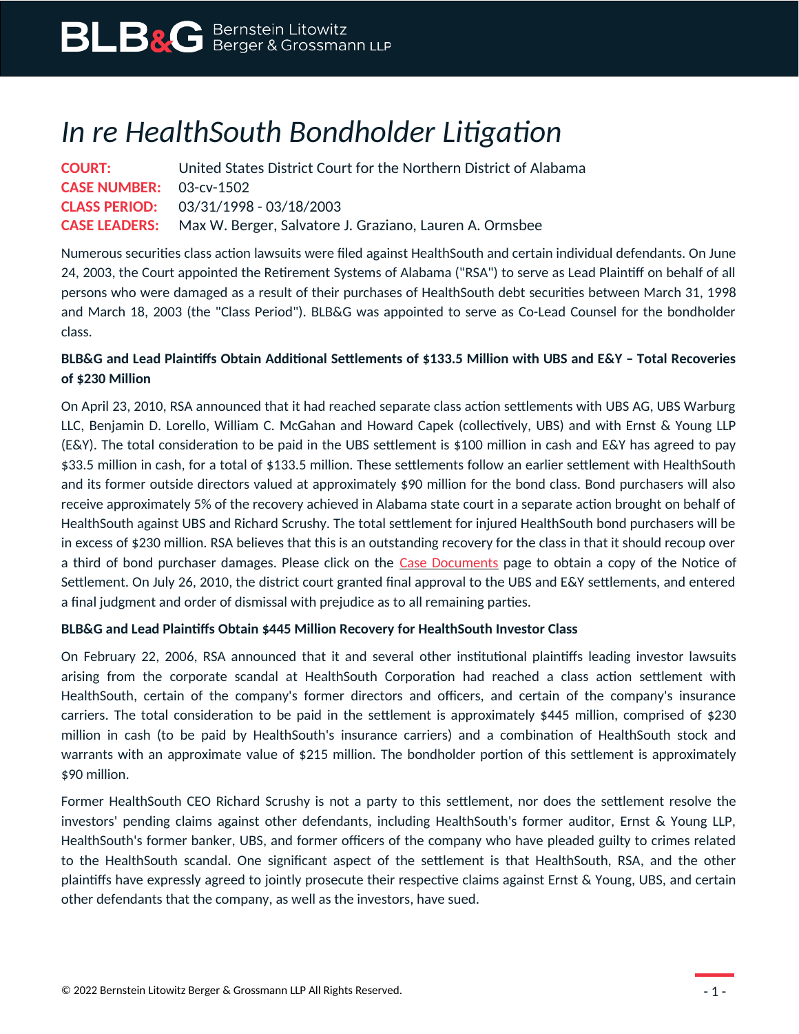# *In re HealthSouth Bondholder Litigation*

**COURT:** United States District Court for the Northern District of Alabama
**CASE NUMBER:** 03-cv-1502
**CLASS PERIOD:** 03/31/1998 - 03/18/2003
**CASE LEADERS:** Max W. Berger, Salvatore J. Graziano, Lauren A. Ormsbee

Numerous securities class action lawsuits were filed against HealthSouth and certain individual defendants. On June 24, 2003, the Court appointed the Retirement Systems of Alabama ("RSA") to serve as Lead Plaintiff on behalf of all persons who were damaged as a result of their purchases of HealthSouth debt securities between March 31, 1998 and March 18, 2003 (the "Class Period"). BLB&G was appointed to serve as Co-Lead Counsel for the bondholder class.

**BLB&G and Lead Plaintiffs Obtain Additional Settlements of $133.5 Million with UBS and E&Y – Total Recoveries of $230 Million**

On April 23, 2010, RSA announced that it had reached separate class action settlements with UBS AG, UBS Warburg LLC, Benjamin D. Lorello, William C. McGahan and Howard Capek (collectively, UBS) and with Ernst & Young LLP (E&Y). The total consideration to be paid in the UBS settlement is $100 million in cash and E&Y has agreed to pay $33.5 million in cash, for a total of $133.5 million. These settlements follow an earlier settlement with HealthSouth and its former outside directors valued at approximately $90 million for the bond class. Bond purchasers will also receive approximately 5% of the recovery achieved in Alabama state court in a separate action brought on behalf of HealthSouth against UBS and Richard Scrushy. The total settlement for injured HealthSouth bond purchasers will be in excess of $230 million. RSA believes that this is an outstanding recovery for the class in that it should recoup over a third of bond purchaser damages. Please click on the Case Documents page to obtain a copy of the Notice of Settlement. On July 26, 2010, the district court granted final approval to the UBS and E&Y settlements, and entered a final judgment and order of dismissal with prejudice as to all remaining parties.

**BLB&G and Lead Plaintiffs Obtain $445 Million Recovery for HealthSouth Investor Class**

On February 22, 2006, RSA announced that it and several other institutional plaintiffs leading investor lawsuits arising from the corporate scandal at HealthSouth Corporation had reached a class action settlement with HealthSouth, certain of the company's former directors and officers, and certain of the company's insurance carriers. The total consideration to be paid in the settlement is approximately $445 million, comprised of $230 million in cash (to be paid by HealthSouth's insurance carriers) and a combination of HealthSouth stock and warrants with an approximate value of $215 million. The bondholder portion of this settlement is approximately $90 million.

Former HealthSouth CEO Richard Scrushy is not a party to this settlement, nor does the settlement resolve the investors' pending claims against other defendants, including HealthSouth's former auditor, Ernst & Young LLP, HealthSouth's former banker, UBS, and former officers of the company who have pleaded guilty to crimes related to the HealthSouth scandal. One significant aspect of the settlement is that HealthSouth, RSA, and the other plaintiffs have expressly agreed to jointly prosecute their respective claims against Ernst & Young, UBS, and certain other defendants that the company, as well as the investors, have sued.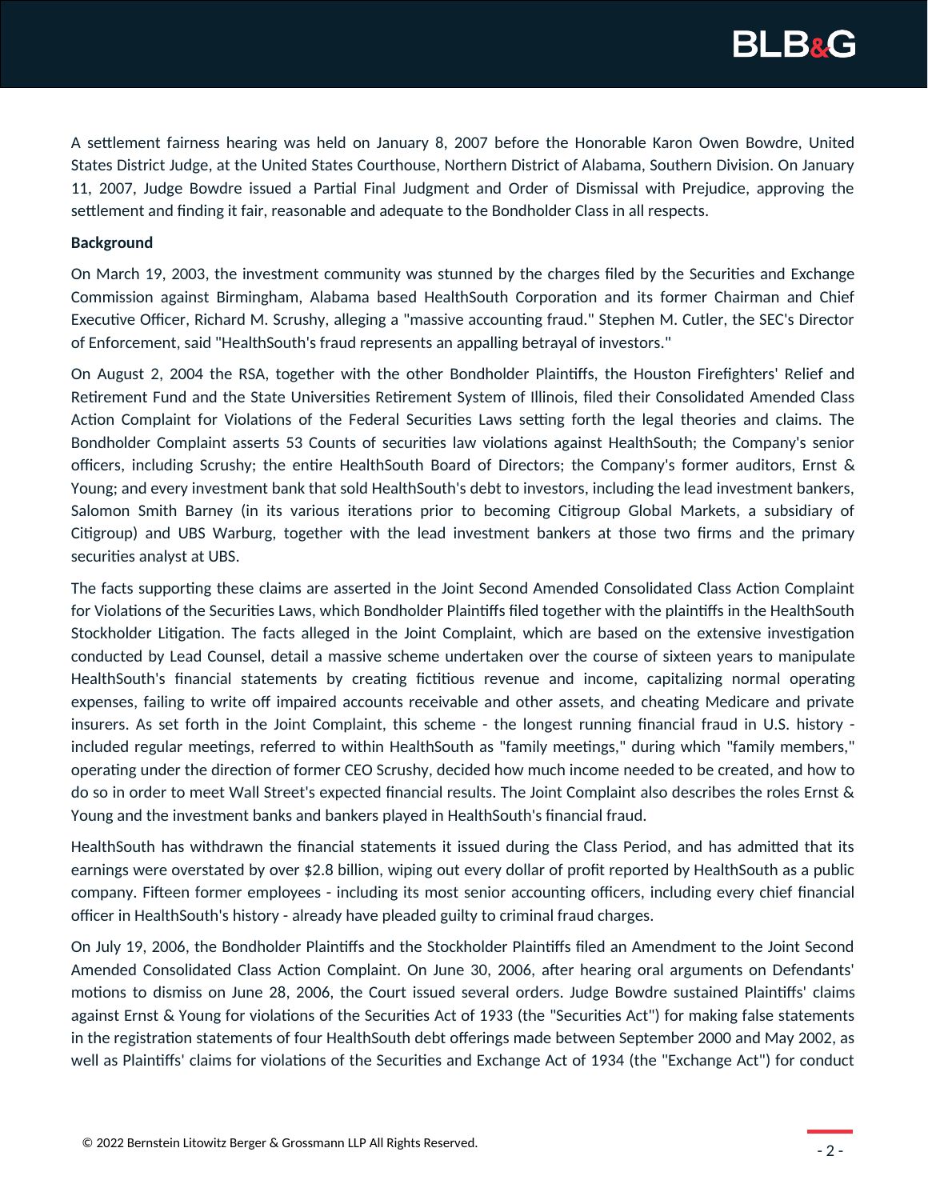A settlement fairness hearing was held on January 8, 2007 before the Honorable Karon Owen Bowdre, United States District Judge, at the United States Courthouse, Northern District of Alabama, Southern Division. On January 11, 2007, Judge Bowdre issued a Partial Final Judgment and Order of Dismissal with Prejudice, approving the settlement and finding it fair, reasonable and adequate to the Bondholder Class in all respects.

**Background**

On March 19, 2003, the investment community was stunned by the charges filed by the Securities and Exchange Commission against Birmingham, Alabama based HealthSouth Corporation and its former Chairman and Chief Executive Officer, Richard M. Scrushy, alleging a "massive accounting fraud." Stephen M. Cutler, the SEC's Director of Enforcement, said "HealthSouth's fraud represents an appalling betrayal of investors."

On August 2, 2004 the RSA, together with the other Bondholder Plaintiffs, the Houston Firefighters' Relief and Retirement Fund and the State Universities Retirement System of Illinois, filed their Consolidated Amended Class Action Complaint for Violations of the Federal Securities Laws setting forth the legal theories and claims. The Bondholder Complaint asserts 53 Counts of securities law violations against HealthSouth; the Company's senior officers, including Scrushy; the entire HealthSouth Board of Directors; the Company's former auditors, Ernst & Young; and every investment bank that sold HealthSouth's debt to investors, including the lead investment bankers, Salomon Smith Barney (in its various iterations prior to becoming Citigroup Global Markets, a subsidiary of Citigroup) and UBS Warburg, together with the lead investment bankers at those two firms and the primary securities analyst at UBS.

The facts supporting these claims are asserted in the Joint Second Amended Consolidated Class Action Complaint for Violations of the Securities Laws, which Bondholder Plaintiffs filed together with the plaintiffs in the HealthSouth Stockholder Litigation. The facts alleged in the Joint Complaint, which are based on the extensive investigation conducted by Lead Counsel, detail a massive scheme undertaken over the course of sixteen years to manipulate HealthSouth's financial statements by creating fictitious revenue and income, capitalizing normal operating expenses, failing to write off impaired accounts receivable and other assets, and cheating Medicare and private insurers. As set forth in the Joint Complaint, this scheme - the longest running financial fraud in U.S. history - included regular meetings, referred to within HealthSouth as "family meetings," during which "family members," operating under the direction of former CEO Scrushy, decided how much income needed to be created, and how to do so in order to meet Wall Street's expected financial results. The Joint Complaint also describes the roles Ernst & Young and the investment banks and bankers played in HealthSouth's financial fraud.

HealthSouth has withdrawn the financial statements it issued during the Class Period, and has admitted that its earnings were overstated by over $2.8 billion, wiping out every dollar of profit reported by HealthSouth as a public company. Fifteen former employees - including its most senior accounting officers, including every chief financial officer in HealthSouth's history - already have pleaded guilty to criminal fraud charges.

On July 19, 2006, the Bondholder Plaintiffs and the Stockholder Plaintiffs filed an Amendment to the Joint Second Amended Consolidated Class Action Complaint. On June 30, 2006, after hearing oral arguments on Defendants' motions to dismiss on June 28, 2006, the Court issued several orders. Judge Bowdre sustained Plaintiffs' claims against Ernst & Young for violations of the Securities Act of 1933 (the "Securities Act") for making false statements in the registration statements of four HealthSouth debt offerings made between September 2000 and May 2002, as well as Plaintiffs' claims for violations of the Securities and Exchange Act of 1934 (the "Exchange Act") for conduct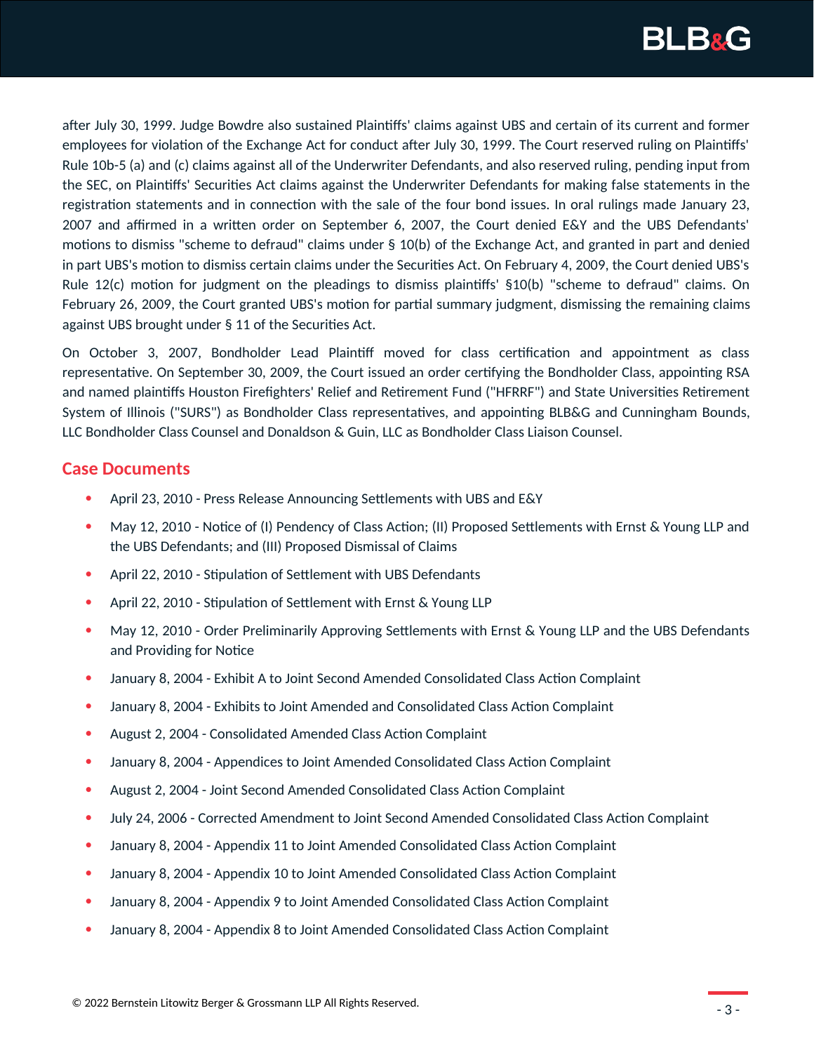after July 30, 1999. Judge Bowdre also sustained Plaintiffs' claims against UBS and certain of its current and former employees for violation of the Exchange Act for conduct after July 30, 1999. The Court reserved ruling on Plaintiffs' Rule 10b-5 (a) and (c) claims against all of the Underwriter Defendants, and also reserved ruling, pending input from the SEC, on Plaintiffs' Securities Act claims against the Underwriter Defendants for making false statements in the registration statements and in connection with the sale of the four bond issues. In oral rulings made January 23, 2007 and affirmed in a written order on September 6, 2007, the Court denied E&Y and the UBS Defendants' motions to dismiss "scheme to defraud" claims under § 10(b) of the Exchange Act, and granted in part and denied in part UBS's motion to dismiss certain claims under the Securities Act. On February 4, 2009, the Court denied UBS's Rule 12(c) motion for judgment on the pleadings to dismiss plaintiffs' §10(b) "scheme to defraud" claims. On February 26, 2009, the Court granted UBS's motion for partial summary judgment, dismissing the remaining claims against UBS brought under § 11 of the Securities Act.

On October 3, 2007, Bondholder Lead Plaintiff moved for class certification and appointment as class representative. On September 30, 2009, the Court issued an order certifying the Bondholder Class, appointing RSA and named plaintiffs Houston Firefighters' Relief and Retirement Fund ("HFRRF") and State Universities Retirement System of Illinois ("SURS") as Bondholder Class representatives, and appointing BLB&G and Cunningham Bounds, LLC Bondholder Class Counsel and Donaldson & Guin, LLC as Bondholder Class Liaison Counsel.

## Case Documents

- April 23, 2010 - Press Release Announcing Settlements with UBS and E&Y
- May 12, 2010 - Notice of (I) Pendency of Class Action; (II) Proposed Settlements with Ernst & Young LLP and the UBS Defendants; and (III) Proposed Dismissal of Claims
- April 22, 2010 - Stipulation of Settlement with UBS Defendants
- April 22, 2010 - Stipulation of Settlement with Ernst & Young LLP
- May 12, 2010 - Order Preliminarily Approving Settlements with Ernst & Young LLP and the UBS Defendants and Providing for Notice
- January 8, 2004 - Exhibit A to Joint Second Amended Consolidated Class Action Complaint
- January 8, 2004 - Exhibits to Joint Amended and Consolidated Class Action Complaint
- August 2, 2004 - Consolidated Amended Class Action Complaint
- January 8, 2004 - Appendices to Joint Amended Consolidated Class Action Complaint
- August 2, 2004 - Joint Second Amended Consolidated Class Action Complaint
- July 24, 2006 - Corrected Amendment to Joint Second Amended Consolidated Class Action Complaint
- January 8, 2004 - Appendix 11 to Joint Amended Consolidated Class Action Complaint
- January 8, 2004 - Appendix 10 to Joint Amended Consolidated Class Action Complaint
- January 8, 2004 - Appendix 9 to Joint Amended Consolidated Class Action Complaint
- January 8, 2004 - Appendix 8 to Joint Amended Consolidated Class Action Complaint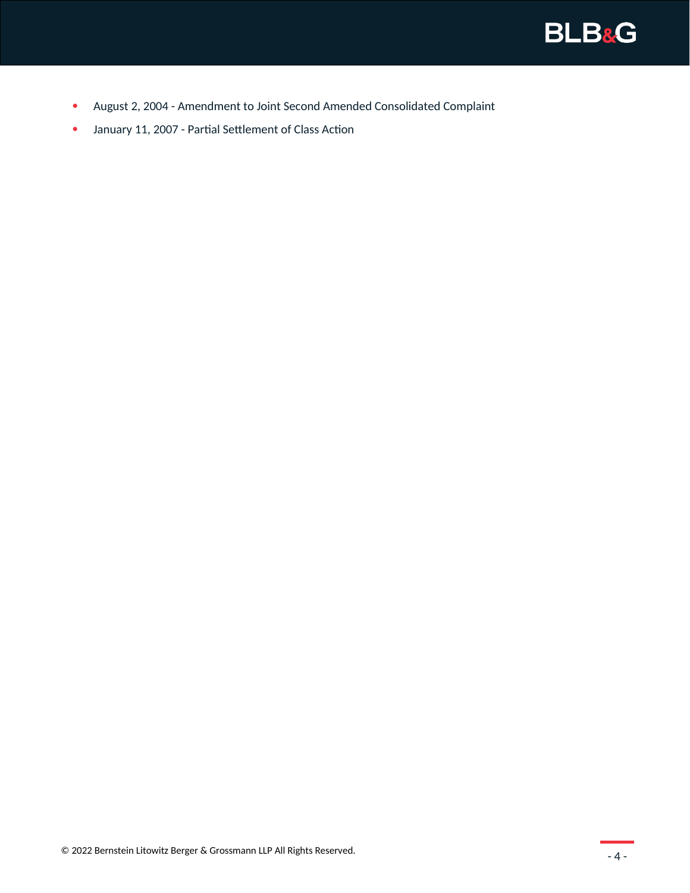- August 2, 2004 - Amendment to Joint Second Amended Consolidated Complaint
- January 11, 2007 - Partial Settlement of Class Action